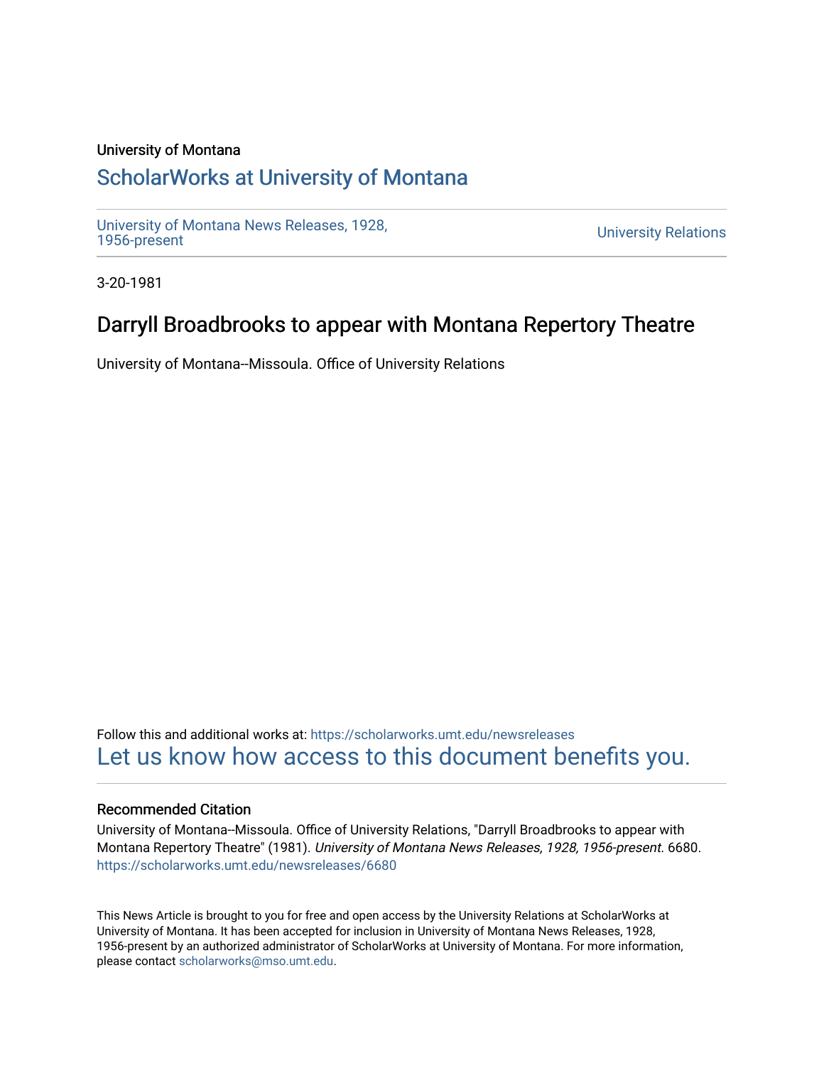University of Montana

# ScholarWorks at University of Montana

University of Montana News Releases, 1928, 1956-present

University Relations

3-20-1981

## Darryll Broadbrooks to appear with Montana Repertory Theatre

University of Montana--Missoula. Office of University Relations

Follow this and additional works at: https://scholarworks.umt.edu/newsreleases

Let us know how access to this document benefits you.

### Recommended Citation

University of Montana--Missoula. Office of University Relations, "Darryll Broadbrooks to appear with Montana Repertory Theatre" (1981). *University of Montana News Releases, 1928, 1956-present*. 6680. https://scholarworks.umt.edu/newsreleases/6680

This News Article is brought to you for free and open access by the University Relations at ScholarWorks at University of Montana. It has been accepted for inclusion in University of Montana News Releases, 1928, 1956-present by an authorized administrator of ScholarWorks at University of Montana. For more information, please contact scholarworks@mso.umt.edu.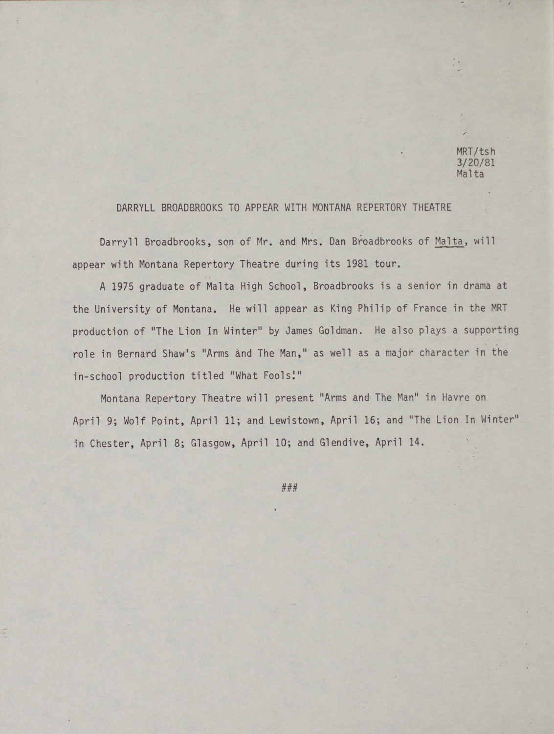MRT/tsh
3/20/81
Malta

DARRYLL BROADBROOKS TO APPEAR WITH MONTANA REPERTORY THEATRE

Darryll Broadbrooks, son of Mr. and Mrs. Dan Broadbrooks of Malta, will appear with Montana Repertory Theatre during its 1981 tour.

A 1975 graduate of Malta High School, Broadbrooks is a senior in drama at the University of Montana. He will appear as King Philip of France in the MRT production of "The Lion In Winter" by James Goldman. He also plays a supporting role in Bernard Shaw's "Arms and The Man," as well as a major character in the in-school production titled "What Fools!"

Montana Repertory Theatre will present "Arms and The Man" in Havre on April 9; Wolf Point, April 11; and Lewistown, April 16; and "The Lion In Winter" in Chester, April 8; Glasgow, April 10; and Glendive, April 14.

###